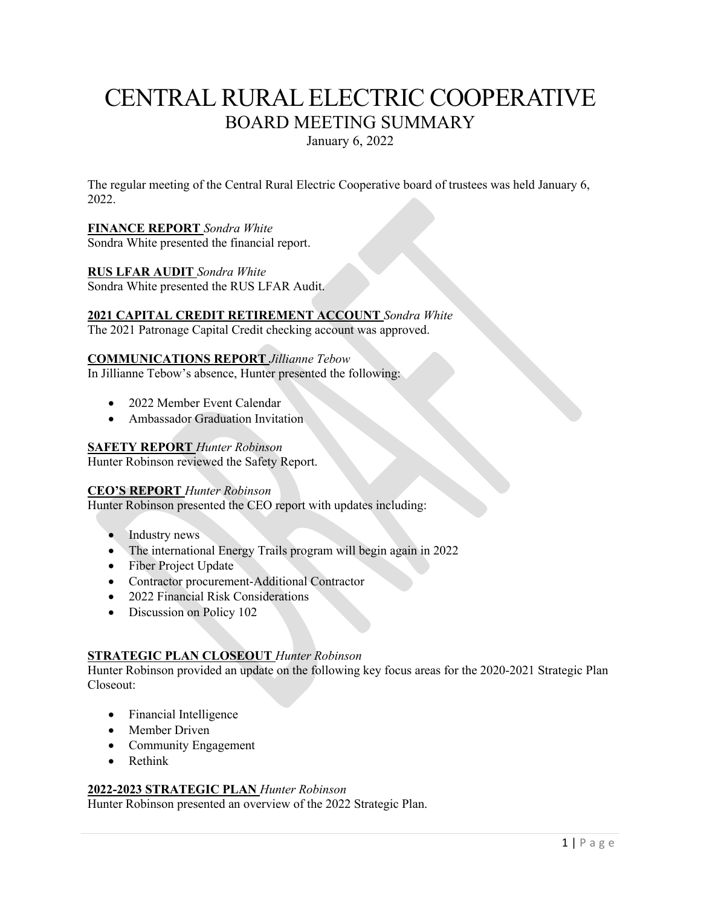# CENTRAL RURAL ELECTRIC COOPERATIVE
## BOARD MEETING SUMMARY

January 6, 2022

The regular meeting of the Central Rural Electric Cooperative board of trustees was held January 6, 2022.

**FINANCE REPORT** *Sondra White*
Sondra White presented the financial report.

**RUS LFAR AUDIT** *Sondra White*
Sondra White presented the RUS LFAR Audit.

**2021 CAPITAL CREDIT RETIREMENT ACCOUNT** *Sondra White*
The 2021 Patronage Capital Credit checking account was approved.

**COMMUNICATIONS REPORT** *Jillianne Tebow*
In Jillianne Tebow's absence, Hunter presented the following:

- 2022 Member Event Calendar
- Ambassador Graduation Invitation

**SAFETY REPORT** *Hunter Robinson*
Hunter Robinson reviewed the Safety Report.

**CEO'S REPORT** *Hunter Robinson*
Hunter Robinson presented the CEO report with updates including:

- Industry news
- The international Energy Trails program will begin again in 2022
- Fiber Project Update
- Contractor procurement-Additional Contractor
- 2022 Financial Risk Considerations
- Discussion on Policy 102

**STRATEGIC PLAN CLOSEOUT** *Hunter Robinson*
Hunter Robinson provided an update on the following key focus areas for the 2020-2021 Strategic Plan Closeout:

- Financial Intelligence
- Member Driven
- Community Engagement
- Rethink

**2022-2023 STRATEGIC PLAN** *Hunter Robinson*
Hunter Robinson presented an overview of the 2022 Strategic Plan.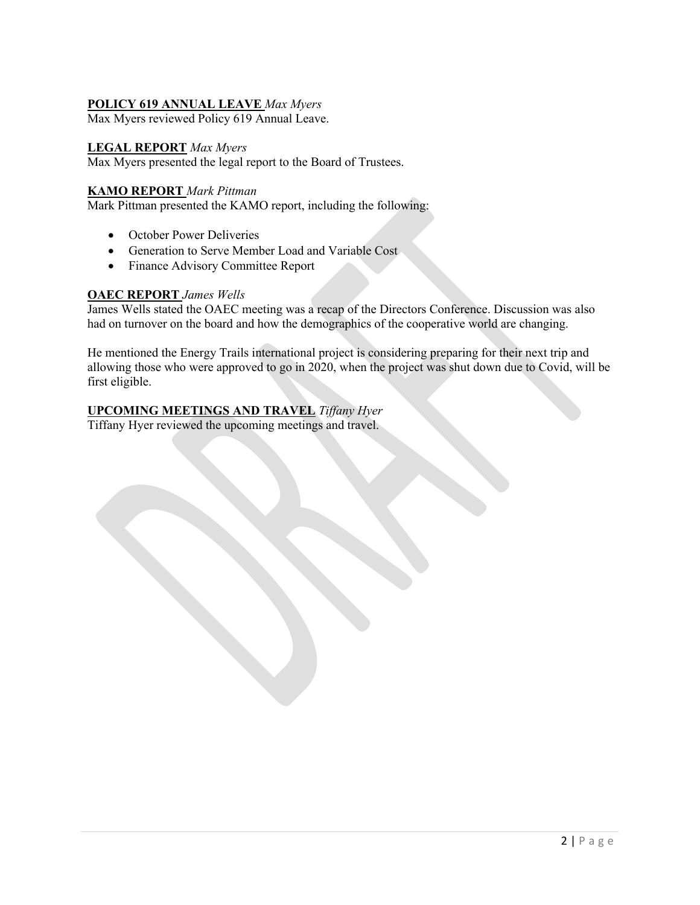**POLICY 619 ANNUAL LEAVE** *Max Myers*

Max Myers reviewed Policy 619 Annual Leave.

**LEGAL REPORT** *Max Myers*

Max Myers presented the legal report to the Board of Trustees.

**KAMO REPORT** *Mark Pittman*

Mark Pittman presented the KAMO report, including the following:

- October Power Deliveries
- Generation to Serve Member Load and Variable Cost
- Finance Advisory Committee Report

**OAEC REPORT** *James Wells*

James Wells stated the OAEC meeting was a recap of the Directors Conference. Discussion was also had on turnover on the board and how the demographics of the cooperative world are changing.

He mentioned the Energy Trails international project is considering preparing for their next trip and allowing those who were approved to go in 2020, when the project was shut down due to Covid, will be first eligible.

**UPCOMING MEETINGS AND TRAVEL** *Tiffany Hyer*

Tiffany Hyer reviewed the upcoming meetings and travel.